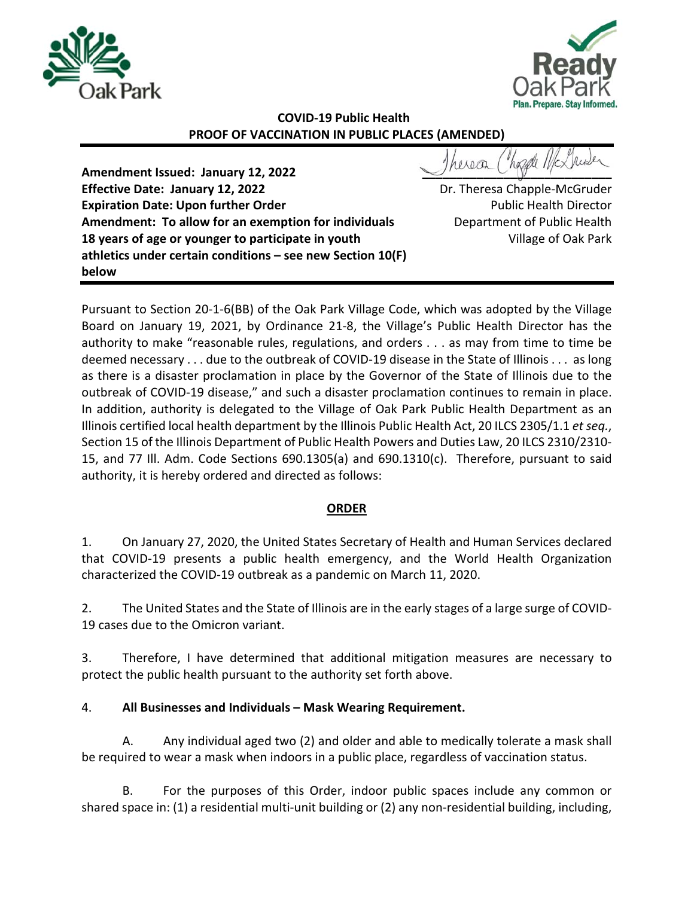**COVID-19 Public Health**
**PROOF OF VACCINATION IN PUBLIC PLACES (AMENDED)**

**Amendment Issued: January 12, 2022**
**Effective Date: January 12, 2022**
**Expiration Date: Upon further Order**
**Amendment: To allow for an exemption for individuals 18 years of age or younger to participate in youth athletics under certain conditions – see new Section 10(F) below**

Dr. Theresa Chapple-McGruder
Public Health Director
Department of Public Health
Village of Oak Park

Pursuant to Section 20-1-6(BB) of the Oak Park Village Code, which was adopted by the Village Board on January 19, 2021, by Ordinance 21-8, the Village's Public Health Director has the authority to make "reasonable rules, regulations, and orders . . . as may from time to time be deemed necessary . . . due to the outbreak of COVID-19 disease in the State of Illinois . . . as long as there is a disaster proclamation in place by the Governor of the State of Illinois due to the outbreak of COVID-19 disease," and such a disaster proclamation continues to remain in place. In addition, authority is delegated to the Village of Oak Park Public Health Department as an Illinois certified local health department by the Illinois Public Health Act, 20 ILCS 2305/1.1 *et seq.*, Section 15 of the Illinois Department of Public Health Powers and Duties Law, 20 ILCS 2310/2310-15, and 77 Ill. Adm. Code Sections 690.1305(a) and 690.1310(c). Therefore, pursuant to said authority, it is hereby ordered and directed as follows:

## ORDER

1. On January 27, 2020, the United States Secretary of Health and Human Services declared that COVID-19 presents a public health emergency, and the World Health Organization characterized the COVID-19 outbreak as a pandemic on March 11, 2020.

2. The United States and the State of Illinois are in the early stages of a large surge of COVID-19 cases due to the Omicron variant.

3. Therefore, I have determined that additional mitigation measures are necessary to protect the public health pursuant to the authority set forth above.

4. **All Businesses and Individuals – Mask Wearing Requirement.**

A. Any individual aged two (2) and older and able to medically tolerate a mask shall be required to wear a mask when indoors in a public place, regardless of vaccination status.

B. For the purposes of this Order, indoor public spaces include any common or shared space in: (1) a residential multi-unit building or (2) any non-residential building, including,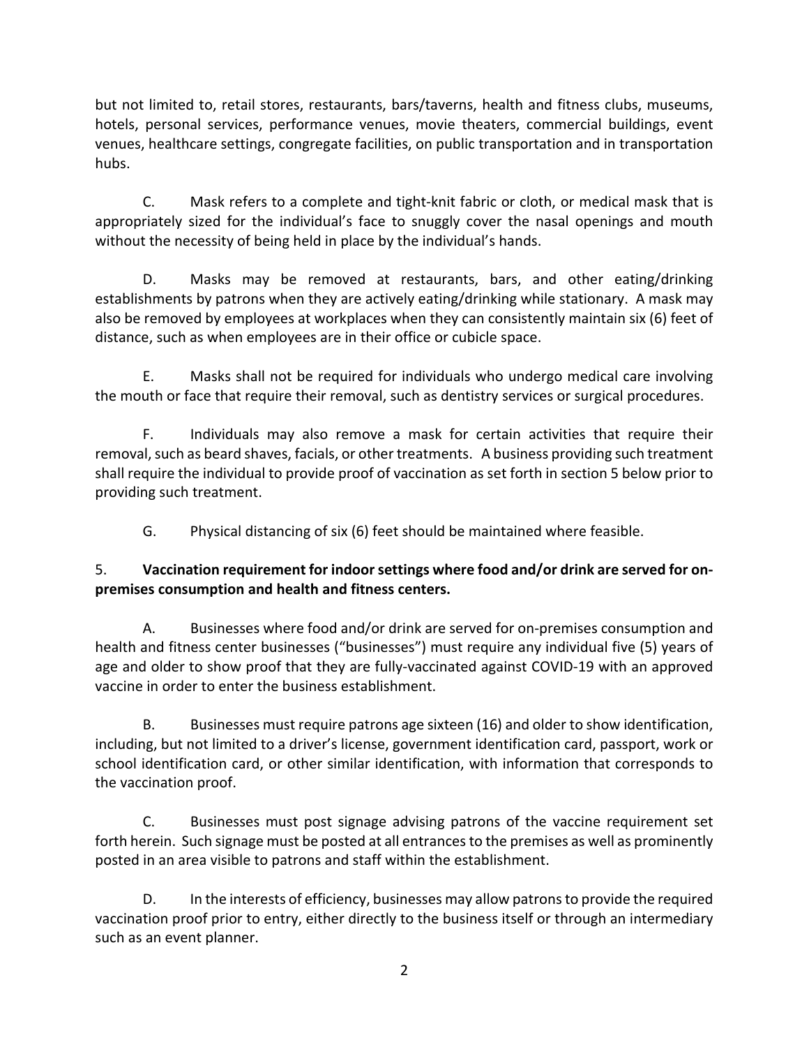but not limited to, retail stores, restaurants, bars/taverns, health and fitness clubs, museums, hotels, personal services, performance venues, movie theaters, commercial buildings, event venues, healthcare settings, congregate facilities, on public transportation and in transportation hubs.

C. Mask refers to a complete and tight-knit fabric or cloth, or medical mask that is appropriately sized for the individual's face to snuggly cover the nasal openings and mouth without the necessity of being held in place by the individual's hands.

D. Masks may be removed at restaurants, bars, and other eating/drinking establishments by patrons when they are actively eating/drinking while stationary. A mask may also be removed by employees at workplaces when they can consistently maintain six (6) feet of distance, such as when employees are in their office or cubicle space.

E. Masks shall not be required for individuals who undergo medical care involving the mouth or face that require their removal, such as dentistry services or surgical procedures.

F. Individuals may also remove a mask for certain activities that require their removal, such as beard shaves, facials, or other treatments. A business providing such treatment shall require the individual to provide proof of vaccination as set forth in section 5 below prior to providing such treatment.

G. Physical distancing of six (6) feet should be maintained where feasible.

5. **Vaccination requirement for indoor settings where food and/or drink are served for on-premises consumption and health and fitness centers.**

A. Businesses where food and/or drink are served for on-premises consumption and health and fitness center businesses ("businesses") must require any individual five (5) years of age and older to show proof that they are fully-vaccinated against COVID-19 with an approved vaccine in order to enter the business establishment.

B. Businesses must require patrons age sixteen (16) and older to show identification, including, but not limited to a driver's license, government identification card, passport, work or school identification card, or other similar identification, with information that corresponds to the vaccination proof.

C. Businesses must post signage advising patrons of the vaccine requirement set forth herein. Such signage must be posted at all entrances to the premises as well as prominently posted in an area visible to patrons and staff within the establishment.

D. In the interests of efficiency, businesses may allow patrons to provide the required vaccination proof prior to entry, either directly to the business itself or through an intermediary such as an event planner.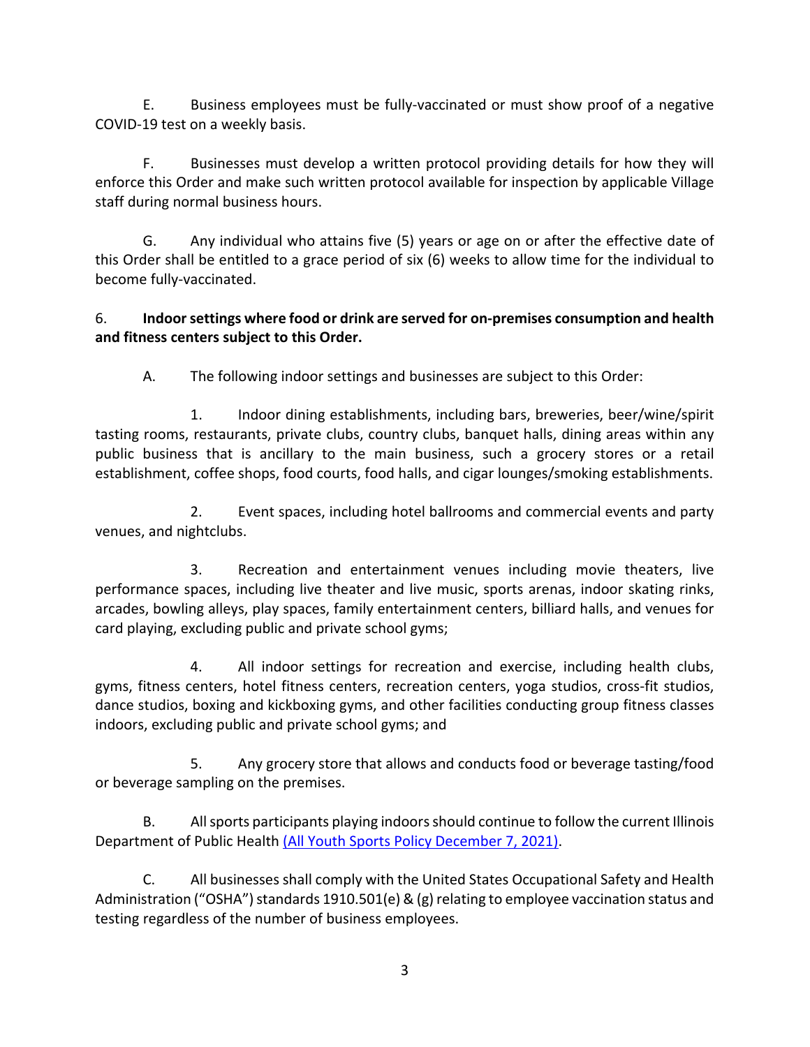E. Business employees must be fully-vaccinated or must show proof of a negative COVID-19 test on a weekly basis.

F. Businesses must develop a written protocol providing details for how they will enforce this Order and make such written protocol available for inspection by applicable Village staff during normal business hours.

G. Any individual who attains five (5) years or age on or after the effective date of this Order shall be entitled to a grace period of six (6) weeks to allow time for the individual to become fully-vaccinated.

6. **Indoor settings where food or drink are served for on-premises consumption and health and fitness centers subject to this Order.**

A. The following indoor settings and businesses are subject to this Order:

1. Indoor dining establishments, including bars, breweries, beer/wine/spirit tasting rooms, restaurants, private clubs, country clubs, banquet halls, dining areas within any public business that is ancillary to the main business, such a grocery stores or a retail establishment, coffee shops, food courts, food halls, and cigar lounges/smoking establishments.

2. Event spaces, including hotel ballrooms and commercial events and party venues, and nightclubs.

3. Recreation and entertainment venues including movie theaters, live performance spaces, including live theater and live music, sports arenas, indoor skating rinks, arcades, bowling alleys, play spaces, family entertainment centers, billiard halls, and venues for card playing, excluding public and private school gyms;

4. All indoor settings for recreation and exercise, including health clubs, gyms, fitness centers, hotel fitness centers, recreation centers, yoga studios, cross-fit studios, dance studios, boxing and kickboxing gyms, and other facilities conducting group fitness classes indoors, excluding public and private school gyms; and

5. Any grocery store that allows and conducts food or beverage tasting/food or beverage sampling on the premises.

B. All sports participants playing indoors should continue to follow the current Illinois Department of Public Health (All Youth Sports Policy December 7, 2021).

C. All businesses shall comply with the United States Occupational Safety and Health Administration ("OSHA") standards 1910.501(e) & (g) relating to employee vaccination status and testing regardless of the number of business employees.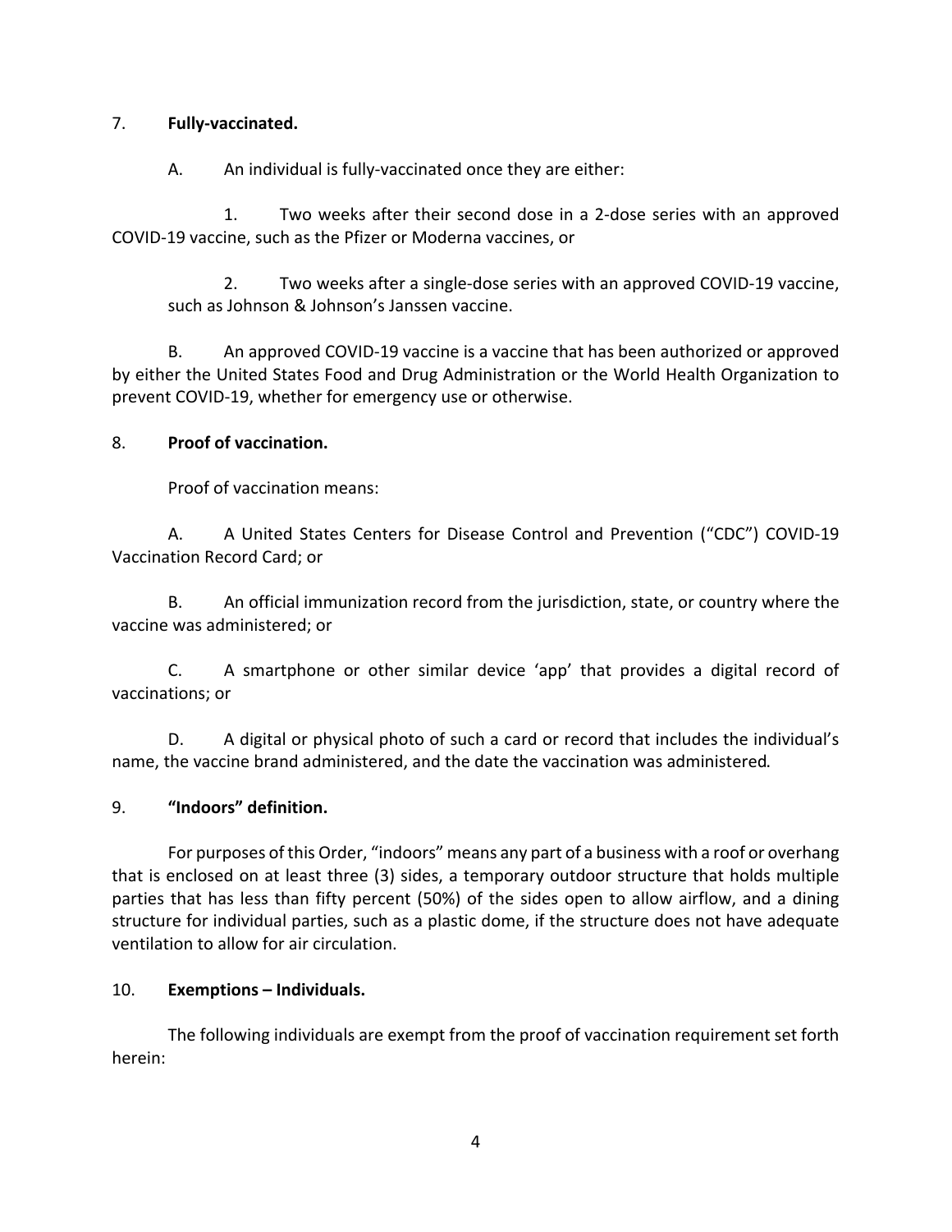7. **Fully-vaccinated.**

A. An individual is fully-vaccinated once they are either:

1. Two weeks after their second dose in a 2-dose series with an approved COVID-19 vaccine, such as the Pfizer or Moderna vaccines, or

2. Two weeks after a single-dose series with an approved COVID-19 vaccine, such as Johnson & Johnson's Janssen vaccine.

B. An approved COVID-19 vaccine is a vaccine that has been authorized or approved by either the United States Food and Drug Administration or the World Health Organization to prevent COVID-19, whether for emergency use or otherwise.

8. **Proof of vaccination.**

Proof of vaccination means:

A. A United States Centers for Disease Control and Prevention ("CDC") COVID-19 Vaccination Record Card; or

B. An official immunization record from the jurisdiction, state, or country where the vaccine was administered; or

C. A smartphone or other similar device 'app' that provides a digital record of vaccinations; or

D. A digital or physical photo of such a card or record that includes the individual's name, the vaccine brand administered, and the date the vaccination was administered.

9. **"Indoors" definition.**

For purposes of this Order, "indoors" means any part of a business with a roof or overhang that is enclosed on at least three (3) sides, a temporary outdoor structure that holds multiple parties that has less than fifty percent (50%) of the sides open to allow airflow, and a dining structure for individual parties, such as a plastic dome, if the structure does not have adequate ventilation to allow for air circulation.

10. **Exemptions – Individuals.**

The following individuals are exempt from the proof of vaccination requirement set forth herein: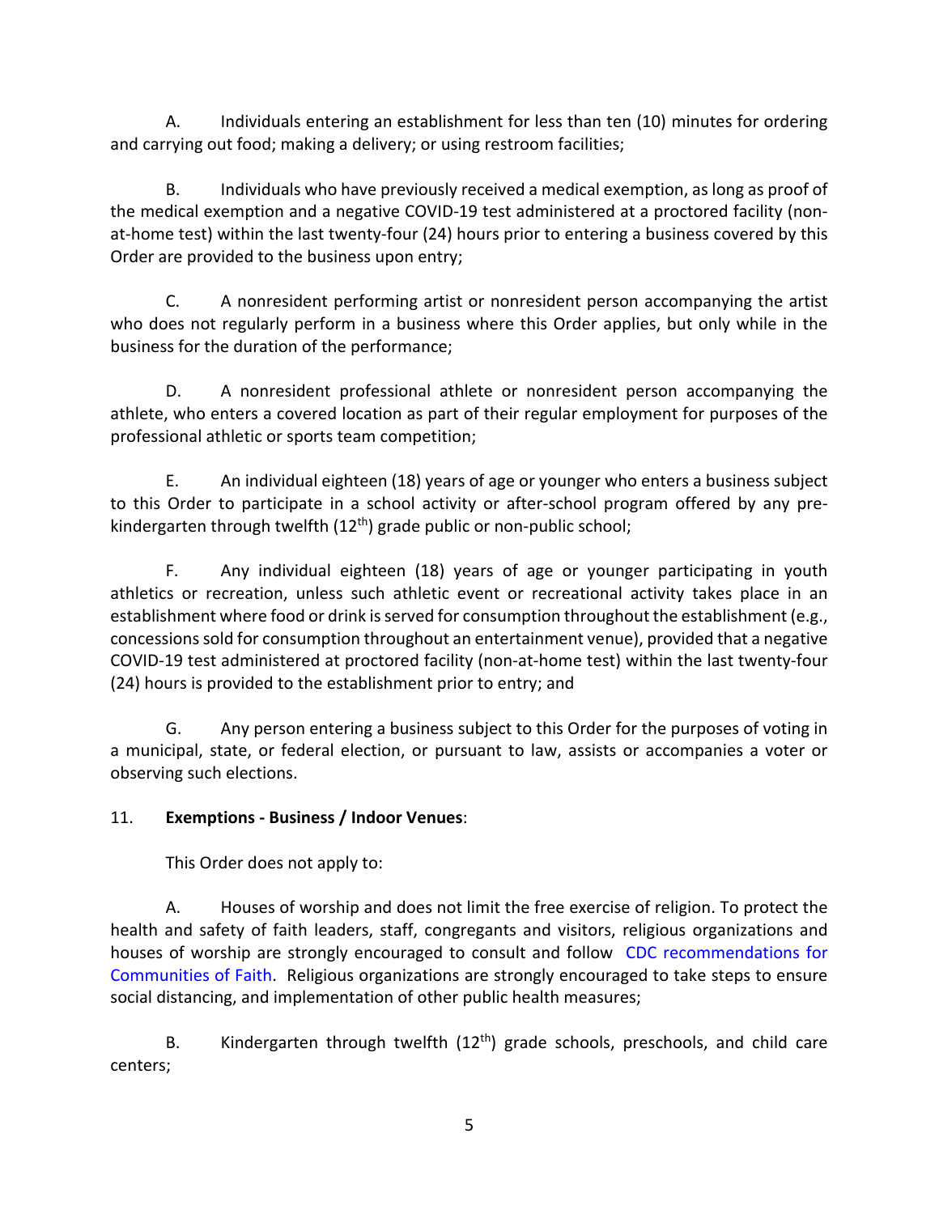A. Individuals entering an establishment for less than ten (10) minutes for ordering and carrying out food; making a delivery; or using restroom facilities;

B. Individuals who have previously received a medical exemption, as long as proof of the medical exemption and a negative COVID-19 test administered at a proctored facility (non-at-home test) within the last twenty-four (24) hours prior to entering a business covered by this Order are provided to the business upon entry;

C. A nonresident performing artist or nonresident person accompanying the artist who does not regularly perform in a business where this Order applies, but only while in the business for the duration of the performance;

D. A nonresident professional athlete or nonresident person accompanying the athlete, who enters a covered location as part of their regular employment for purposes of the professional athletic or sports team competition;

E. An individual eighteen (18) years of age or younger who enters a business subject to this Order to participate in a school activity or after-school program offered by any pre-kindergarten through twelfth (12th) grade public or non-public school;

F. Any individual eighteen (18) years of age or younger participating in youth athletics or recreation, unless such athletic event or recreational activity takes place in an establishment where food or drink is served for consumption throughout the establishment (e.g., concessions sold for consumption throughout an entertainment venue), provided that a negative COVID-19 test administered at proctored facility (non-at-home test) within the last twenty-four (24) hours is provided to the establishment prior to entry; and

G. Any person entering a business subject to this Order for the purposes of voting in a municipal, state, or federal election, or pursuant to law, assists or accompanies a voter or observing such elections.

11. **Exemptions - Business / Indoor Venues**:

This Order does not apply to:

A. Houses of worship and does not limit the free exercise of religion. To protect the health and safety of faith leaders, staff, congregants and visitors, religious organizations and houses of worship are strongly encouraged to consult and follow CDC recommendations for Communities of Faith. Religious organizations are strongly encouraged to take steps to ensure social distancing, and implementation of other public health measures;

B. Kindergarten through twelfth (12th) grade schools, preschools, and child care centers;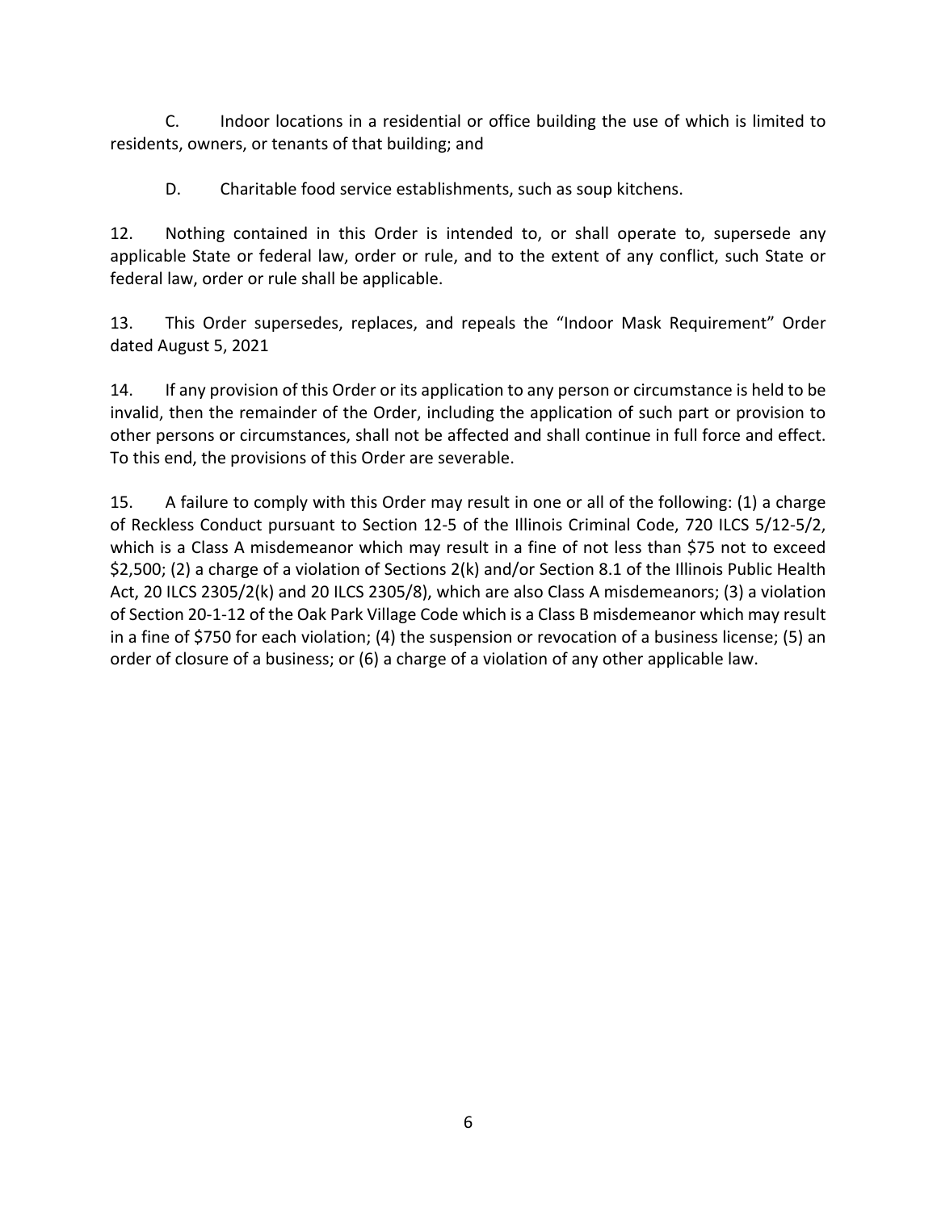C. Indoor locations in a residential or office building the use of which is limited to residents, owners, or tenants of that building; and

D. Charitable food service establishments, such as soup kitchens.

12. Nothing contained in this Order is intended to, or shall operate to, supersede any applicable State or federal law, order or rule, and to the extent of any conflict, such State or federal law, order or rule shall be applicable.

13. This Order supersedes, replaces, and repeals the "Indoor Mask Requirement" Order dated August 5, 2021

14. If any provision of this Order or its application to any person or circumstance is held to be invalid, then the remainder of the Order, including the application of such part or provision to other persons or circumstances, shall not be affected and shall continue in full force and effect. To this end, the provisions of this Order are severable.

15. A failure to comply with this Order may result in one or all of the following: (1) a charge of Reckless Conduct pursuant to Section 12-5 of the Illinois Criminal Code, 720 ILCS 5/12-5/2, which is a Class A misdemeanor which may result in a fine of not less than $75 not to exceed $2,500; (2) a charge of a violation of Sections 2(k) and/or Section 8.1 of the Illinois Public Health Act, 20 ILCS 2305/2(k) and 20 ILCS 2305/8), which are also Class A misdemeanors; (3) a violation of Section 20-1-12 of the Oak Park Village Code which is a Class B misdemeanor which may result in a fine of $750 for each violation; (4) the suspension or revocation of a business license; (5) an order of closure of a business; or (6) a charge of a violation of any other applicable law.